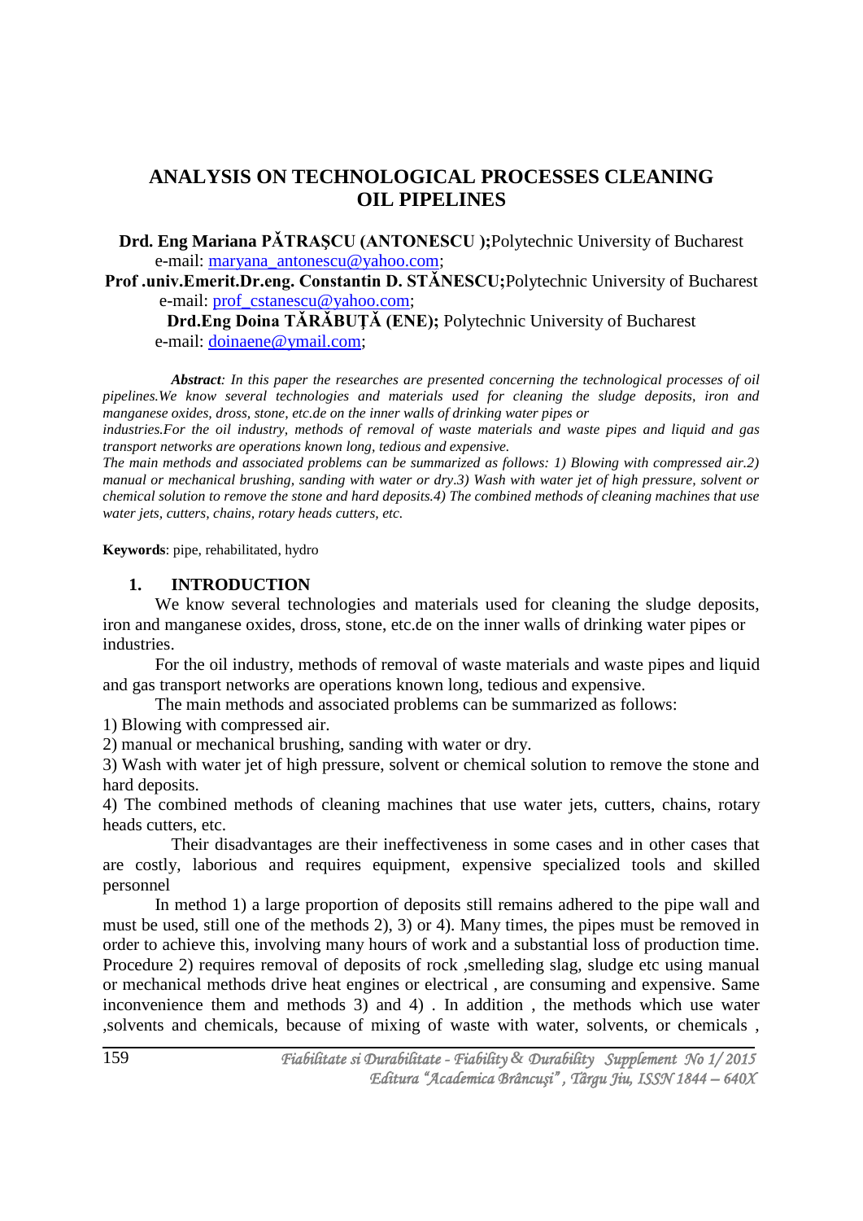# ANALYSIS ON TECHNOLOGICAL PROCESSES CLEANING OIL PIPELINES

**Drd. Eng Mariana PĂTRAŞCU (ANTONESCU );**Polytechnic University of Bucharest
e-mail: maryana_antonescu@yahoo.com;

**Prof .univ.Emerit.Dr.eng. Constantin D. STĂNESCU;**Polytechnic University of Bucharest
e-mail: prof_cstanescu@yahoo.com;

**Drd.Eng Doina TĂRĂBUŢĂ (ENE);** Polytechnic University of Bucharest
e-mail: doinaene@ymail.com;

***Abstract****: In this paper the researches are presented concerning the technological processes of oil pipelines.We know several technologies and materials used for cleaning the sludge deposits, iron and manganese oxides, dross, stone, etc.de on the inner walls of drinking water pipes or industries.For the oil industry, methods of removal of waste materials and waste pipes and liquid and gas transport networks are operations known long, tedious and expensive.*
*The main methods and associated problems can be summarized as follows: 1) Blowing with compressed air.2) manual or mechanical brushing, sanding with water or dry.3) Wash with water jet of high pressure, solvent or chemical solution to remove the stone and hard deposits.4) The combined methods of cleaning machines that use water jets, cutters, chains, rotary heads cutters, etc.*

**Keywords**: pipe, rehabilitated, hydro

## 1. INTRODUCTION

We know several technologies and materials used for cleaning the sludge deposits, iron and manganese oxides, dross, stone, etc.de on the inner walls of drinking water pipes or industries.

For the oil industry, methods of removal of waste materials and waste pipes and liquid and gas transport networks are operations known long, tedious and expensive.

The main methods and associated problems can be summarized as follows:

1) Blowing with compressed air.
2) manual or mechanical brushing, sanding with water or dry.
3) Wash with water jet of high pressure, solvent or chemical solution to remove the stone and hard deposits.
4) The combined methods of cleaning machines that use water jets, cutters, chains, rotary heads cutters, etc.

Their disadvantages are their ineffectiveness in some cases and in other cases that are costly, laborious and requires equipment, expensive specialized tools and skilled personnel

In method 1) a large proportion of deposits still remains adhered to the pipe wall and must be used, still one of the methods 2), 3) or 4). Many times, the pipes must be removed in order to achieve this, involving many hours of work and a substantial loss of production time. Procedure 2) requires removal of deposits of rock ,smelleding slag, sludge etc using manual or mechanical methods drive heat engines or electrical , are consuming and expensive. Same inconvenience them and methods 3) and 4) . In addition , the methods which use water ,solvents and chemicals, because of mixing of waste with water, solvents, or chemicals ,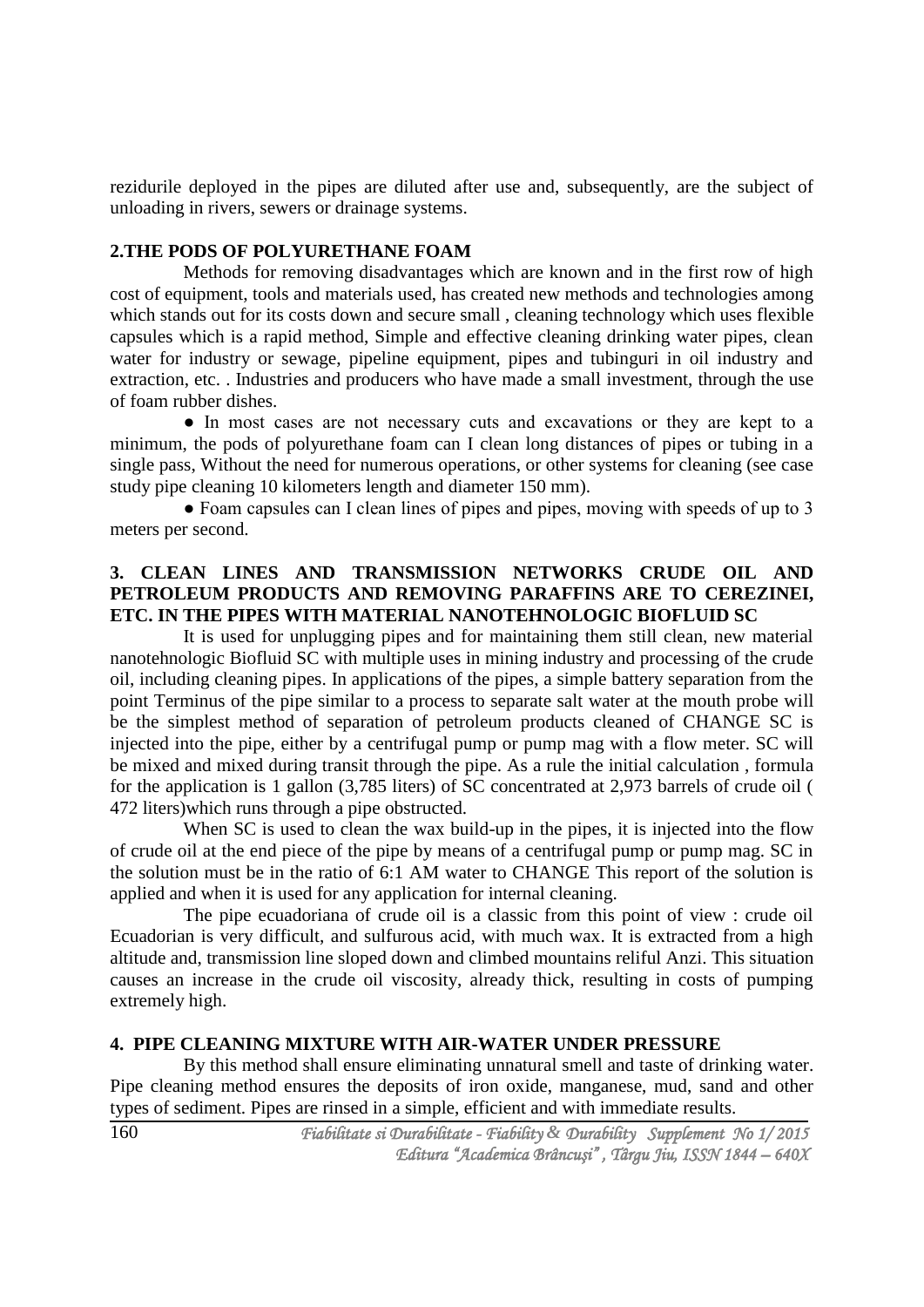rezidurile deployed in the pipes are diluted after use and, subsequently, are the subject of unloading in rivers, sewers or drainage systems.

## 2.THE PODS OF POLYURETHANE FOAM

Methods for removing disadvantages which are known and in the first row of high cost of equipment, tools and materials used, has created new methods and technologies among which stands out for its costs down and secure small , cleaning technology which uses flexible capsules which is a rapid method, Simple and effective cleaning drinking water pipes, clean water for industry or sewage, pipeline equipment, pipes and tubinguri in oil industry and extraction, etc. . Industries and producers who have made a small investment, through the use of foam rubber dishes.

● In most cases are not necessary cuts and excavations or they are kept to a minimum, the pods of polyurethane foam can I clean long distances of pipes or tubing in a single pass, Without the need for numerous operations, or other systems for cleaning (see case study pipe cleaning 10 kilometers length and diameter 150 mm).

● Foam capsules can I clean lines of pipes and pipes, moving with speeds of up to 3 meters per second.

## 3. CLEAN LINES AND TRANSMISSION NETWORKS CRUDE OIL AND PETROLEUM PRODUCTS AND REMOVING PARAFFINS ARE TO CEREZINEI, ETC. IN THE PIPES WITH MATERIAL NANOTEHNOLOGIC BIOFLUID SC

It is used for unplugging pipes and for maintaining them still clean, new material nanotehnologic Biofluid SC with multiple uses in mining industry and processing of the crude oil, including cleaning pipes. In applications of the pipes, a simple battery separation from the point Terminus of the pipe similar to a process to separate salt water at the mouth probe will be the simplest method of separation of petroleum products cleaned of CHANGE SC is injected into the pipe, either by a centrifugal pump or pump mag with a flow meter. SC will be mixed and mixed during transit through the pipe. As a rule the initial calculation , formula for the application is 1 gallon (3,785 liters) of SC concentrated at 2,973 barrels of crude oil ( 472 liters)which runs through a pipe obstructed.

When SC is used to clean the wax build-up in the pipes, it is injected into the flow of crude oil at the end piece of the pipe by means of a centrifugal pump or pump mag. SC in the solution must be in the ratio of 6:1 AM water to CHANGE This report of the solution is applied and when it is used for any application for internal cleaning.

The pipe ecuadoriana of crude oil is a classic from this point of view : crude oil Ecuadorian is very difficult, and sulfurous acid, with much wax. It is extracted from a high altitude and, transmission line sloped down and climbed mountains reliful Anzi. This situation causes an increase in the crude oil viscosity, already thick, resulting in costs of pumping extremely high.

## 4. PIPE CLEANING MIXTURE WITH AIR-WATER UNDER PRESSURE

By this method shall ensure eliminating unnatural smell and taste of drinking water. Pipe cleaning method ensures the deposits of iron oxide, manganese, mud, sand and other types of sediment. Pipes are rinsed in a simple, efficient and with immediate results.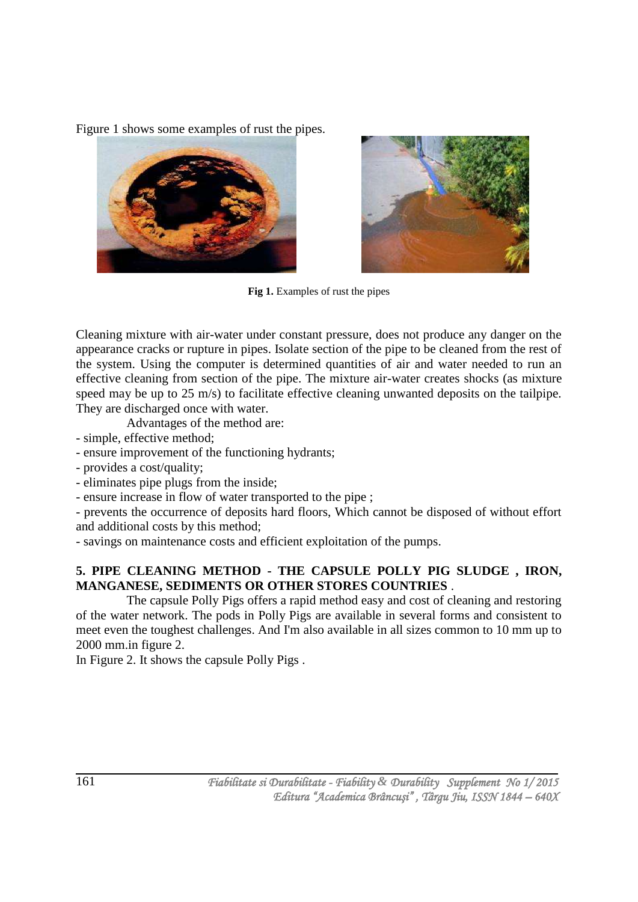Figure 1 shows some examples of rust the pipes.

**Fig 1.** Examples of rust the pipes

Cleaning mixture with air-water under constant pressure, does not produce any danger on the appearance cracks or rupture in pipes. Isolate section of the pipe to be cleaned from the rest of the system. Using the computer is determined quantities of air and water needed to run an effective cleaning from section of the pipe. The mixture air-water creates shocks (as mixture speed may be up to 25 m/s) to facilitate effective cleaning unwanted deposits on the tailpipe. They are discharged once with water.

Advantages of the method are:

- simple, effective method;
- ensure improvement of the functioning hydrants;
- provides a cost/quality;
- eliminates pipe plugs from the inside;
- ensure increase in flow of water transported to the pipe ;
- prevents the occurrence of deposits hard floors, Which cannot be disposed of without effort and additional costs by this method;
- savings on maintenance costs and efficient exploitation of the pumps.

## 5. PIPE CLEANING METHOD - THE CAPSULE POLLY PIG SLUDGE , IRON, MANGANESE, SEDIMENTS OR OTHER STORES COUNTRIES .

The capsule Polly Pigs offers a rapid method easy and cost of cleaning and restoring of the water network. The pods in Polly Pigs are available in several forms and consistent to meet even the toughest challenges. And I'm also available in all sizes common to 10 mm up to 2000 mm.in figure 2.

In Figure 2. It shows the capsule Polly Pigs .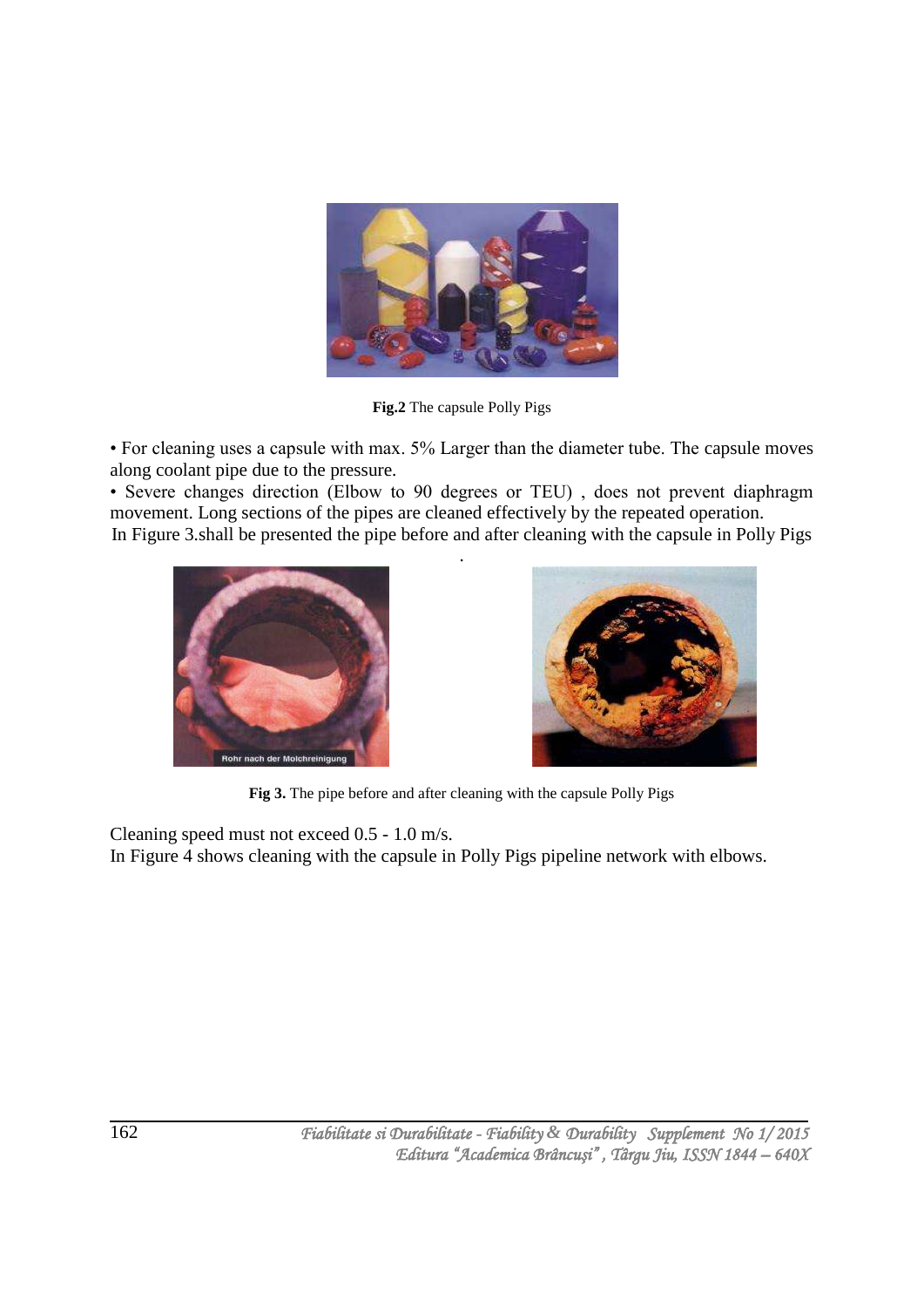**Fig.2** The capsule Polly Pigs

• For cleaning uses a capsule with max. 5% Larger than the diameter tube. The capsule moves along coolant pipe due to the pressure.

• Severe changes direction (Elbow to 90 degrees or TEU) , does not prevent diaphragm movement. Long sections of the pipes are cleaned effectively by the repeated operation.

In Figure 3.shall be presented the pipe before and after cleaning with the capsule in Polly Pigs

.

**Fig 3.** The pipe before and after cleaning with the capsule Polly Pigs

Cleaning speed must not exceed 0.5 - 1.0 m/s.

In Figure 4 shows cleaning with the capsule in Polly Pigs pipeline network with elbows.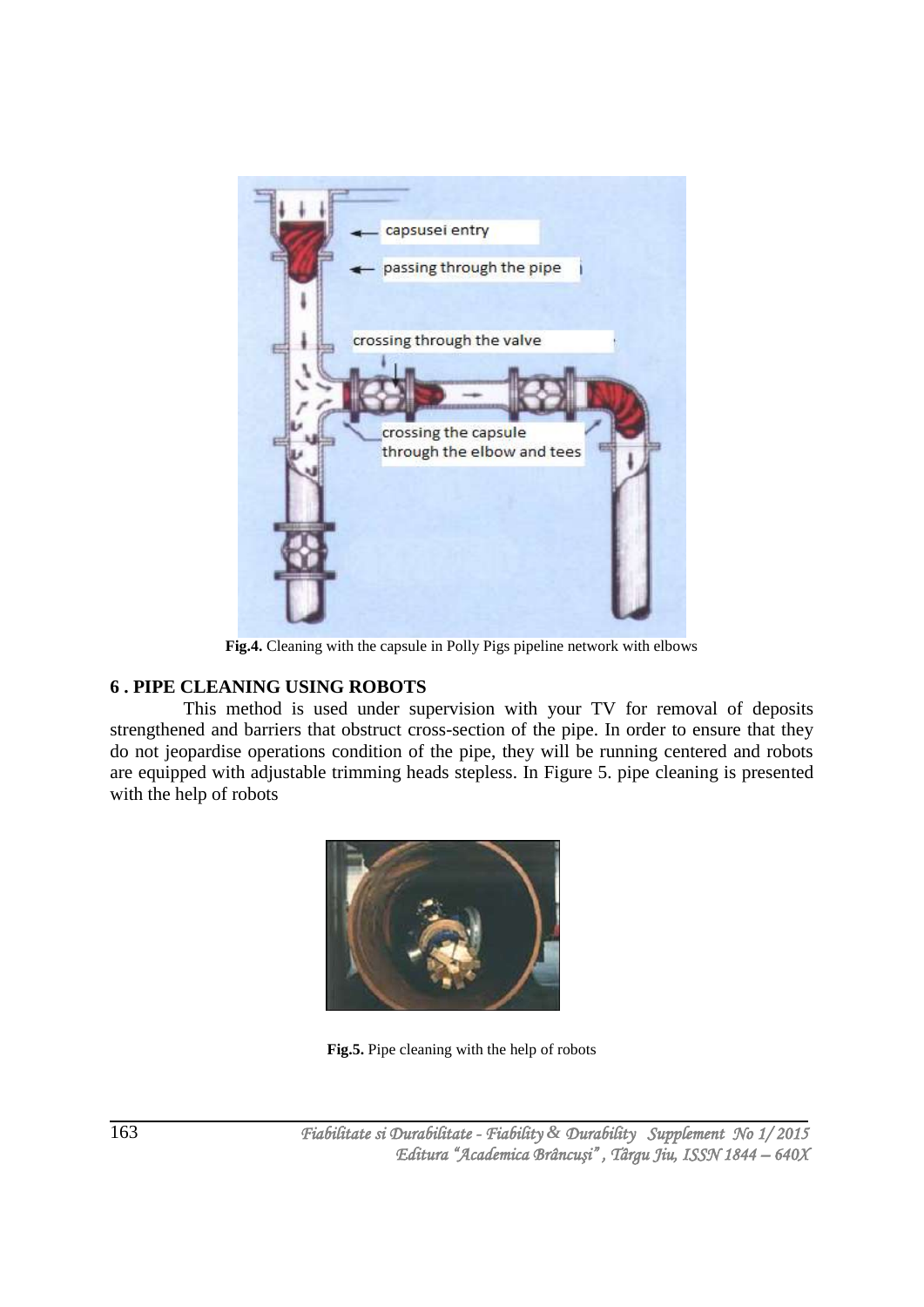Fig.4. Cleaning with the capsule in Polly Pigs pipeline network with elbows

## 6 . PIPE CLEANING USING ROBOTS

This method is used under supervision with your TV for removal of deposits strengthened and barriers that obstruct cross-section of the pipe. In order to ensure that they do not jeopardise operations condition of the pipe, they will be running centered and robots are equipped with adjustable trimming heads stepless. In Figure 5. pipe cleaning is presented with the help of robots

Fig.5. Pipe cleaning with the help of robots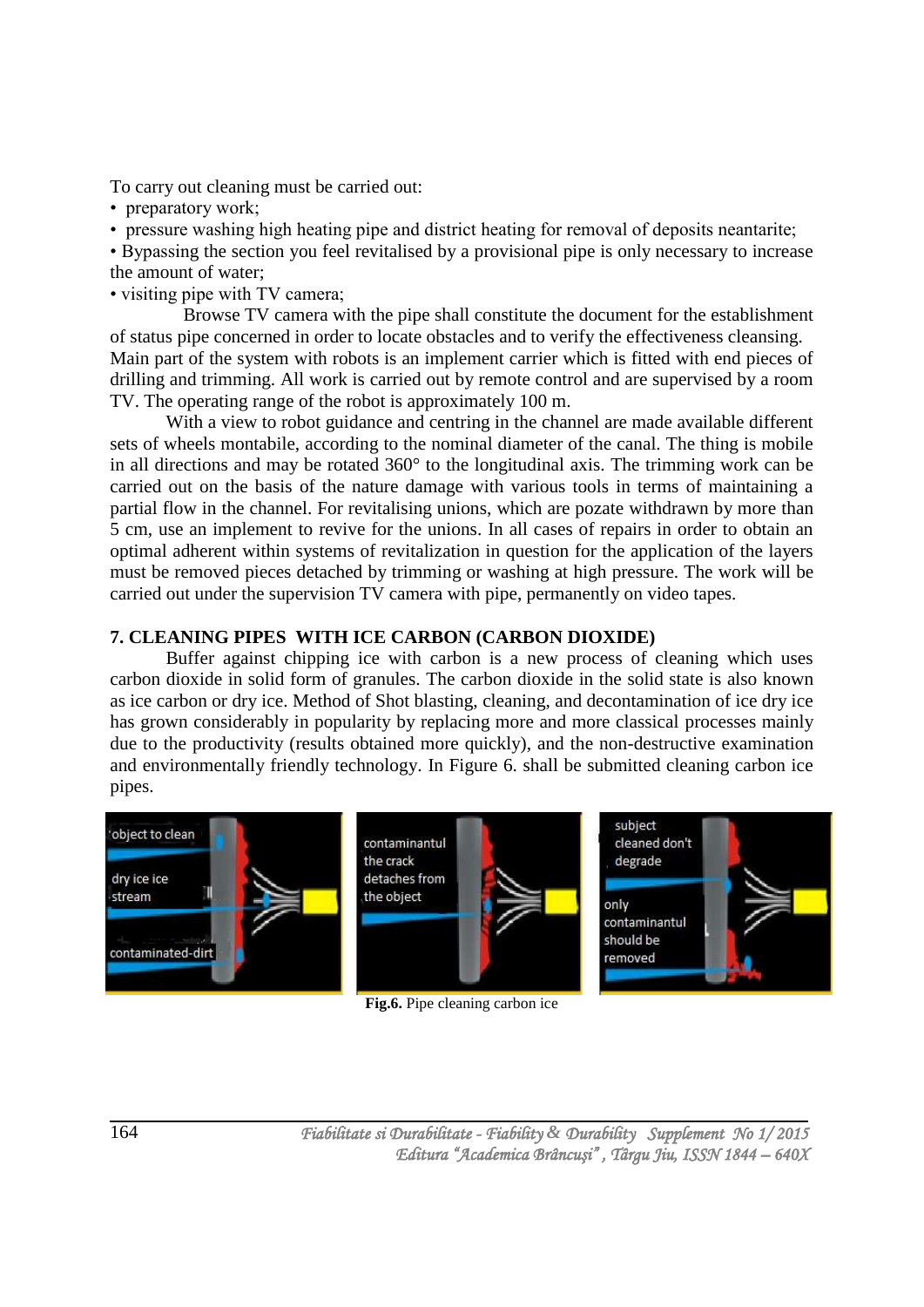To carry out cleaning must be carried out:

- preparatory work;
- pressure washing high heating pipe and district heating for removal of deposits neantarite;
- Bypassing the section you feel revitalised by a provisional pipe is only necessary to increase the amount of water;
- visiting pipe with TV camera;

Browse TV camera with the pipe shall constitute the document for the establishment of status pipe concerned in order to locate obstacles and to verify the effectiveness cleansing. Main part of the system with robots is an implement carrier which is fitted with end pieces of drilling and trimming. All work is carried out by remote control and are supervised by a room TV. The operating range of the robot is approximately 100 m.

With a view to robot guidance and centring in the channel are made available different sets of wheels montabile, according to the nominal diameter of the canal. The thing is mobile in all directions and may be rotated 360° to the longitudinal axis. The trimming work can be carried out on the basis of the nature damage with various tools in terms of maintaining a partial flow in the channel. For revitalising unions, which are pozate withdrawn by more than 5 cm, use an implement to revive for the unions. In all cases of repairs in order to obtain an optimal adherent within systems of revitalization in question for the application of the layers must be removed pieces detached by trimming or washing at high pressure. The work will be carried out under the supervision TV camera with pipe, permanently on video tapes.

## 7. CLEANING PIPES WITH ICE CARBON (CARBON DIOXIDE)

Buffer against chipping ice with carbon is a new process of cleaning which uses carbon dioxide in solid form of granules. The carbon dioxide in the solid state is also known as ice carbon or dry ice. Method of Shot blasting, cleaning, and decontamination of ice dry ice has grown considerably in popularity by replacing more and more classical processes mainly due to the productivity (results obtained more quickly), and the non-destructive examination and environmentally friendly technology. In Figure 6. shall be submitted cleaning carbon ice pipes.

**Fig.6.** Pipe cleaning carbon ice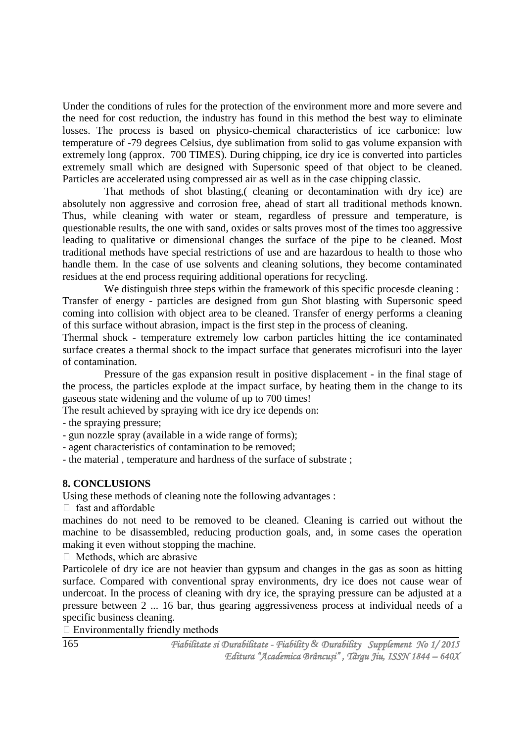Under the conditions of rules for the protection of the environment more and more severe and the need for cost reduction, the industry has found in this method the best way to eliminate losses. The process is based on physico-chemical characteristics of ice carbonice: low temperature of -79 degrees Celsius, dye sublimation from solid to gas volume expansion with extremely long (approx. 700 TIMES). During chipping, ice dry ice is converted into particles extremely small which are designed with Supersonic speed of that object to be cleaned. Particles are accelerated using compressed air as well as in the case chipping classic.

That methods of shot blasting,( cleaning or decontamination with dry ice) are absolutely non aggressive and corrosion free, ahead of start all traditional methods known. Thus, while cleaning with water or steam, regardless of pressure and temperature, is questionable results, the one with sand, oxides or salts proves most of the times too aggressive leading to qualitative or dimensional changes the surface of the pipe to be cleaned. Most traditional methods have special restrictions of use and are hazardous to health to those who handle them. In the case of use solvents and cleaning solutions, they become contaminated residues at the end process requiring additional operations for recycling.

We distinguish three steps within the framework of this specific procesde cleaning :
Transfer of energy - particles are designed from gun Shot blasting with Supersonic speed coming into collision with object area to be cleaned. Transfer of energy performs a cleaning of this surface without abrasion, impact is the first step in the process of cleaning.
Thermal shock - temperature extremely low carbon particles hitting the ice contaminated surface creates a thermal shock to the impact surface that generates microfisuri into the layer of contamination.

Pressure of the gas expansion result in positive displacement - in the final stage of the process, the particles explode at the impact surface, by heating them in the change to its gaseous state widening and the volume of up to 700 times!
The result achieved by spraying with ice dry ice depends on:
- the spraying pressure;
- gun nozzle spray (available in a wide range of forms);
- agent characteristics of contamination to be removed;
- the material , temperature and hardness of the surface of substrate ;

## 8. CONCLUSIONS

Using these methods of cleaning note the following advantages :

- fast and affordable

machines do not need to be removed to be cleaned. Cleaning is carried out without the machine to be disassembled, reducing production goals, and, in some cases the operation making it even without stopping the machine.

- Methods, which are abrasive

Particolele of dry ice are not heavier than gypsum and changes in the gas as soon as hitting surface. Compared with conventional spray environments, dry ice does not cause wear of undercoat. In the process of cleaning with dry ice, the spraying pressure can be adjusted at a pressure between 2 ... 16 bar, thus gearing aggressiveness process at individual needs of a specific business cleaning.

- Environmentally friendly methods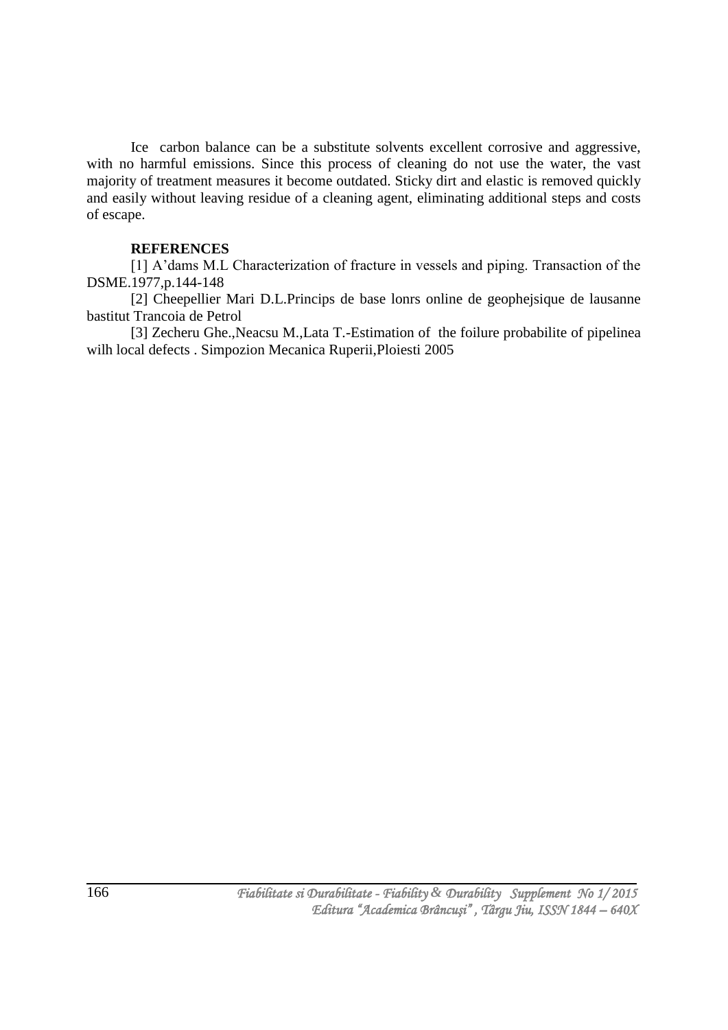Ice carbon balance can be a substitute solvents excellent corrosive and aggressive, with no harmful emissions. Since this process of cleaning do not use the water, the vast majority of treatment measures it become outdated. Sticky dirt and elastic is removed quickly and easily without leaving residue of a cleaning agent, eliminating additional steps and costs of escape.

**REFERENCES**

[1] A'dams M.L Characterization of fracture in vessels and piping. Transaction of the DSME.1977,p.144-148

[2] Cheepellier Mari D.L.Princips de base lonrs online de geophejsique de lausanne bastitut Trancoia de Petrol

[3] Zecheru Ghe.,Neacsu M.,Lata T.-Estimation of the foilure probabilite of pipelinea wilh local defects . Simpozion Mecanica Ruperii,Ploiesti 2005